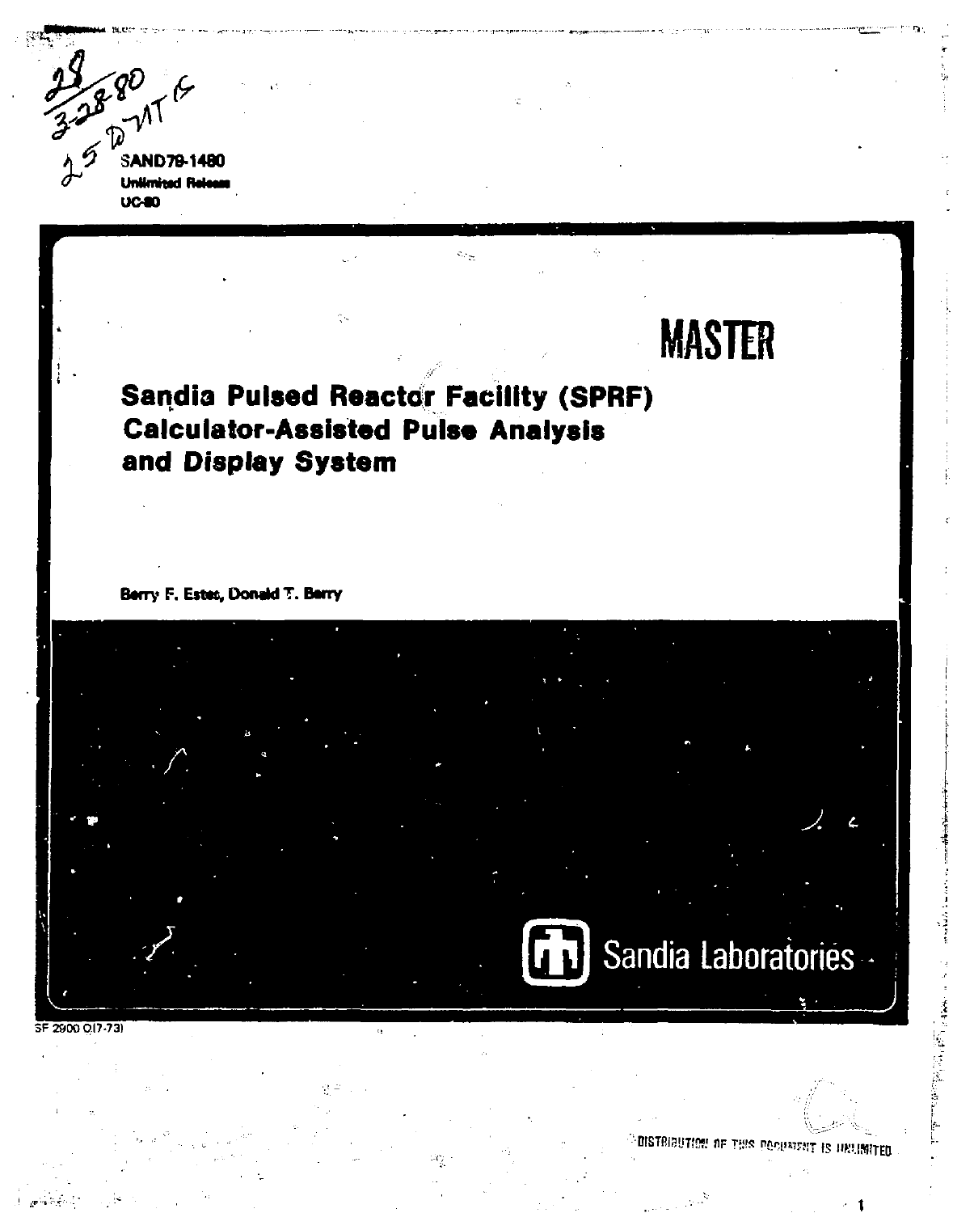SAND79-1480
Unlimited Release
UC-80

MASTER

# Sandia Pulsed Reactor Facility (SPRF) Calculator-Assisted Pulse Analysis and Display System

Berry F. Estes, Donald T. Berry

Sandia Laboratories

SF 2900 Q(7-73)

DISTRIBUTION OF THIS DOCUMENT IS UNLIMITED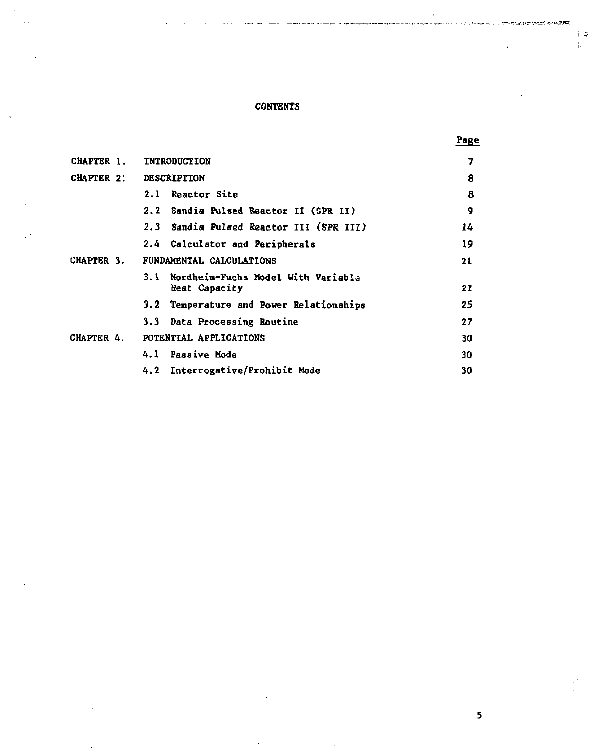# CONTENTS

| | | Page |
|---|---|---|
| CHAPTER 1. | INTRODUCTION | 7 |
| CHAPTER 2: | DESCRIPTION | 8 |
| | 2.1 Reactor Site | 8 |
| | 2.2 Sandia Pulsed Reactor II (SPR II) | 9 |
| | 2.3 Sandia Pulsed Reactor III (SPR III) | 14 |
| | 2.4 Calculator and Peripherals | 19 |
| CHAPTER 3. | FUNDAMENTAL CALCULATIONS | 21 |
| | 3.1 Nordheim-Fuchs Model With Variable Heat Capacity | 21 |
| | 3.2 Temperature and Power Relationships | 25 |
| | 3.3 Data Processing Routine | 27 |
| CHAPTER 4. | POTENTIAL APPLICATIONS | 30 |
| | 4.1 Passive Mode | 30 |
| | 4.2 Interrogative/Prohibit Mode | 30 |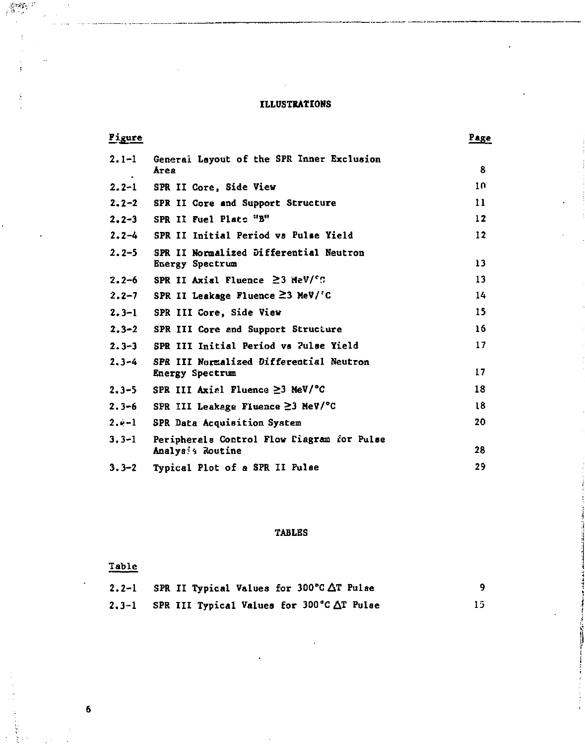# ILLUSTRATIONS

| Figure | | Page |
|---|---|---|
| 2.1-1 | General Layout of the SPR Inner Exclusion Area | 8 |
| 2.2-1 | SPR II Core, Side View | 10 |
| 2.2-2 | SPR II Core and Support Structure | 11 |
| 2.2-3 | SPR II Fuel Plate "B" | 12 |
| 2.2-4 | SPR II Initial Period vs Pulse Yield | 12 |
| 2.2-5 | SPR II Normalized Differential Neutron Energy Spectrum | 13 |
| 2.2-6 | SPR II Axial Fluence ≥3 MeV/°C | 13 |
| 2.2-7 | SPR II Leakage Fluence ≥3 MeV/°C | 14 |
| 2.3-1 | SPR III Core, Side View | 15 |
| 2.3-2 | SPR III Core and Support Structure | 16 |
| 2.3-3 | SPR III Initial Period vs Pulse Yield | 17 |
| 2.3-4 | SPR III Normalized Differential Neutron Energy Spectrum | 17 |
| 2.3-5 | SPR III Axial Fluence ≥3 MeV/°C | 18 |
| 2.3-6 | SPR III Leakage Fluence ≥3 MeV/°C | 18 |
| 2.4-1 | SPR Data Acquisition System | 20 |
| 3.3-1 | Peripherals Control Flow Diagram for Pulse Analysis Routine | 28 |
| 3.3-2 | Typical Plot of a SPR II Pulse | 29 |

# TABLES

| Table | | |
|---|---|---|
| 2.2-1 | SPR II Typical Values for 300°C $\Delta T$ Pulse | 9 |
| 2.3-1 | SPR III Typical Values for 300°C $\Delta T$ Pulse | 15 |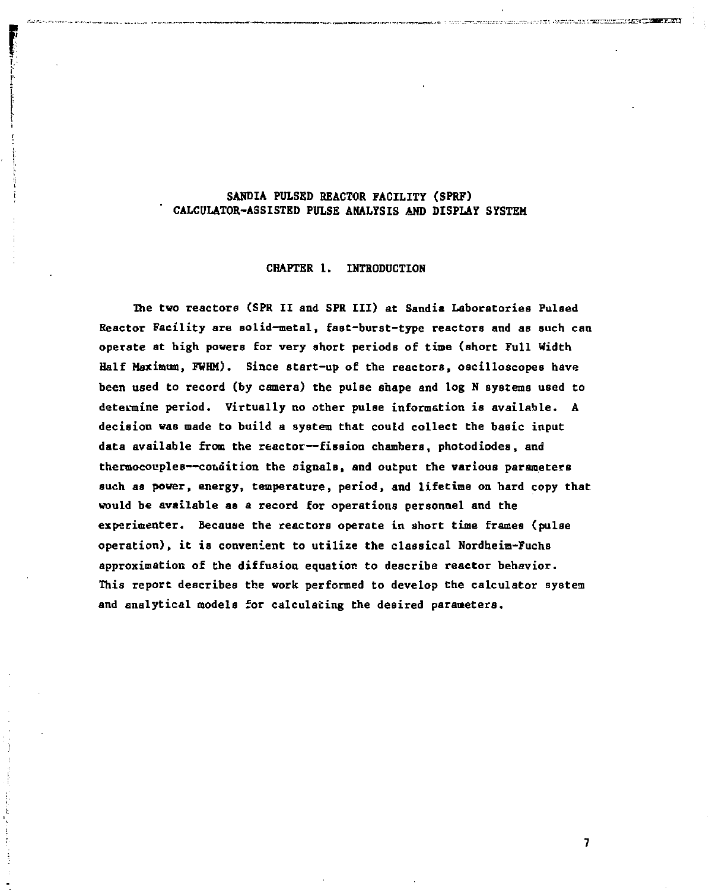# SANDIA PULSED REACTOR FACILITY (SPRF) CALCULATOR-ASSISTED PULSE ANALYSIS AND DISPLAY SYSTEM

## CHAPTER 1. INTRODUCTION

The two reactors (SPR II and SPR III) at Sandia Laboratories Pulsed Reactor Facility are solid-metal, fast-burst-type reactors and as such can operate at high powers for very short periods of time (short Full Width Half Maximum, FWHM). Since start-up of the reactors, oscilloscopes have been used to record (by camera) the pulse shape and log N systems used to determine period. Virtually no other pulse information is available. A decision was made to build a system that could collect the basic input data available from the reactor—fission chambers, photodiodes, and thermocouples—condition the signals, and output the various parameters such as power, energy, temperature, period, and lifetime on hard copy that would be available as a record for operations personnel and the experimenter. Because the reactors operate in short time frames (pulse operation), it is convenient to utilize the classical Nordheim-Fuchs approximation of the diffusion equation to describe reactor behavior. This report describes the work performed to develop the calculator system and analytical models for calculating the desired parameters.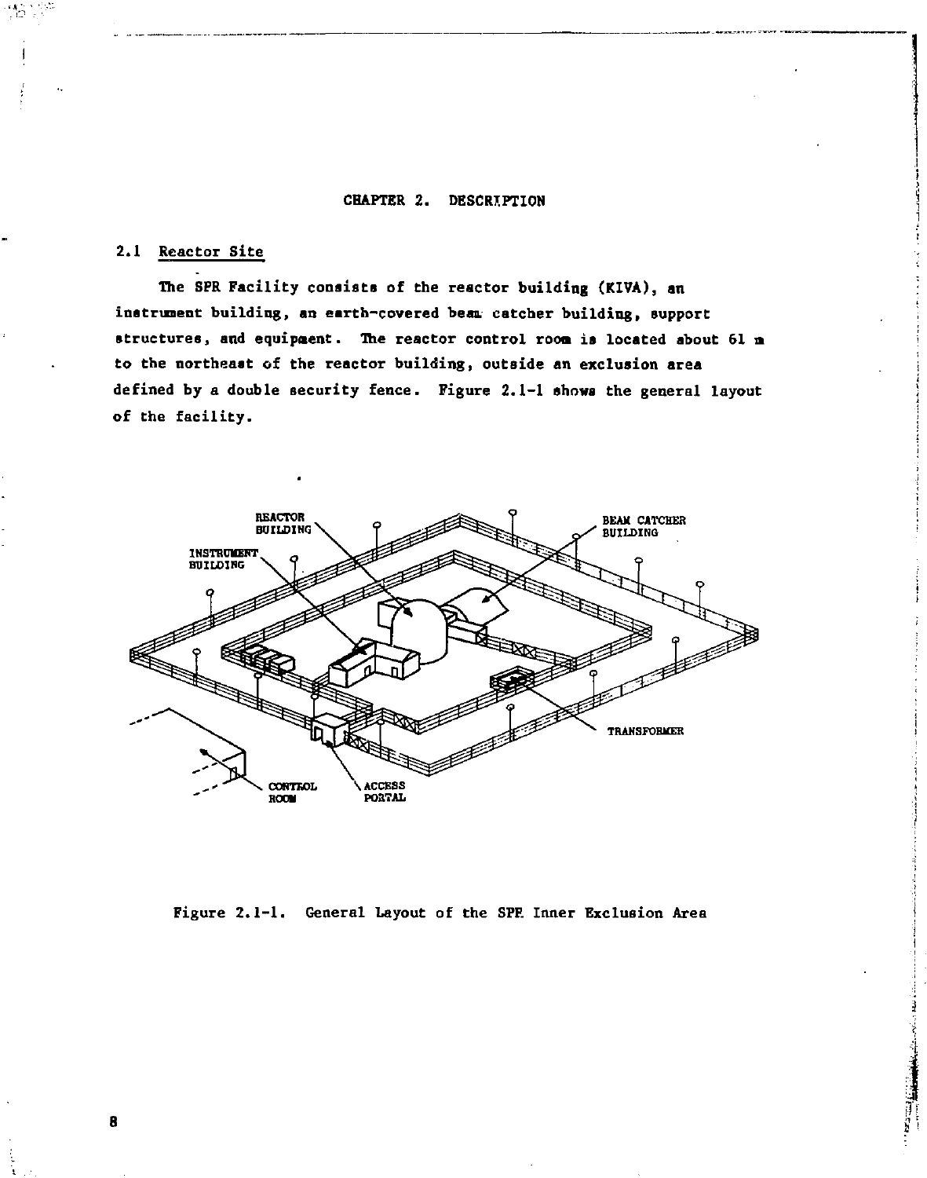# CHAPTER 2. DESCRIPTION

## 2.1 Reactor Site

The SPR Facility consists of the reactor building (KIVA), an instrument building, an earth-covered beam catcher building, support structures, and equipment. The reactor control room is located about 61 m to the northeast of the reactor building, outside an exclusion area defined by a double security fence. Figure 2.1-1 shows the general layout of the facility.

Figure 2.1-1. General Layout of the SPR Inner Exclusion Area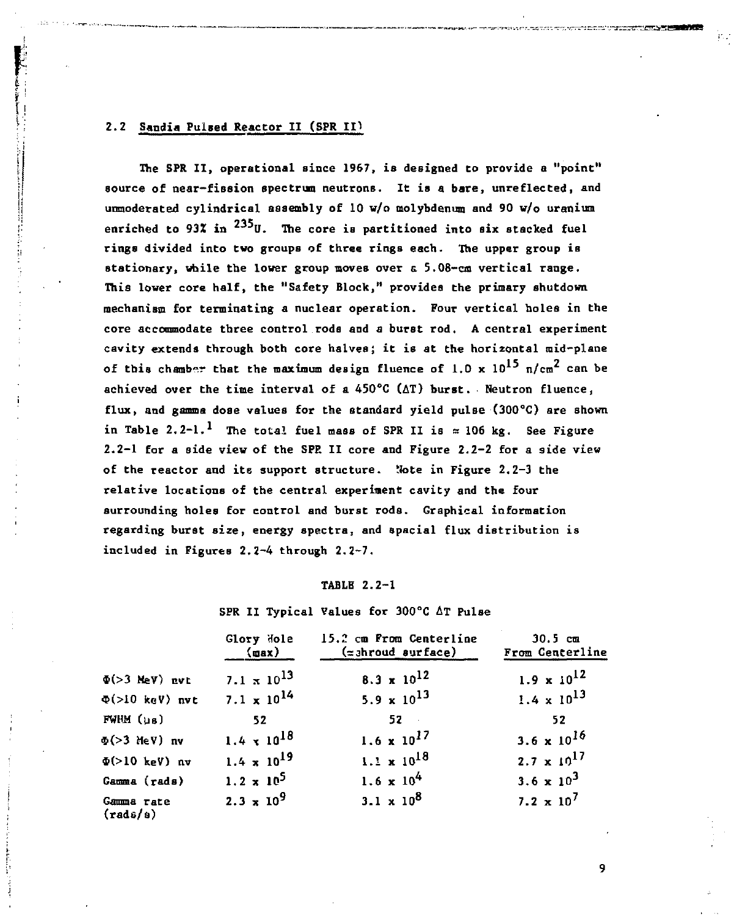## 2.2 Sandia Pulsed Reactor II (SPR II)

The SPR II, operational since 1967, is designed to provide a "point" source of near-fission spectrum neutrons. It is a bare, unreflected, and unmoderated cylindrical assembly of 10 w/o molybdenum and 90 w/o uranium enriched to 93% in $^{235}U$. The core is partitioned into six stacked fuel rings divided into two groups of three rings each. The upper group is stationary, while the lower group moves over a 5.08-cm vertical range. This lower core half, the "Safety Block," provides the primary shutdown mechanism for terminating a nuclear operation. Four vertical holes in the core accommodate three control rods and a burst rod. A central experiment cavity extends through both core halves; it is at the horizontal mid-plane of this chamber that the maximum design fluence of $1.0 \times 10^{15}$ n/cm$^2$ can be achieved over the time interval of a 450°C ($\Delta T$) burst. Neutron fluence, flux, and gamma dose values for the standard yield pulse (300°C) are shown in Table 2.2-1.[1] The total fuel mass of SPR II is ≈ 106 kg. See Figure 2.2-1 for a side view of the SPR II core and Figure 2.2-2 for a side view of the reactor and its support structure. Note in Figure 2.2-3 the relative locations of the central experiment cavity and the four surrounding holes for control and burst rods. Graphical information regarding burst size, energy spectra, and spacial flux distribution is included in Figures 2.2-4 through 2.2-7.

TABLE 2.2-1

SPR II Typical Values for 300°C $\Delta T$ Pulse

| | Glory Hole (max) | 15.2 cm From Centerline (≈shroud surface) | 30.5 cm From Centerline |
|---|---|---|---|
| $\Phi$(>3 MeV) nvt | $7.1 \times 10^{13}$ | $8.3 \times 10^{12}$ | $1.9 \times 10^{12}$ |
| $\Phi$(>10 keV) nvt | $7.1 \times 10^{14}$ | $5.9 \times 10^{13}$ | $1.4 \times 10^{13}$ |
| FWHM (μs) | 52 | 52 | 52 |
| $\Phi$(>3 MeV) nv | $1.4 \times 10^{18}$ | $1.6 \times 10^{17}$ | $3.6 \times 10^{16}$ |
| $\Phi$(>10 keV) nv | $1.4 \times 10^{19}$ | $1.1 \times 10^{18}$ | $2.7 \times 10^{17}$ |
| Gamma (rads) | $1.2 \times 10^{5}$ | $1.6 \times 10^{4}$ | $3.6 \times 10^{3}$ |
| Gamma rate (rads/s) | $2.3 \times 10^{9}$ | $3.1 \times 10^{8}$ | $7.2 \times 10^{7}$ |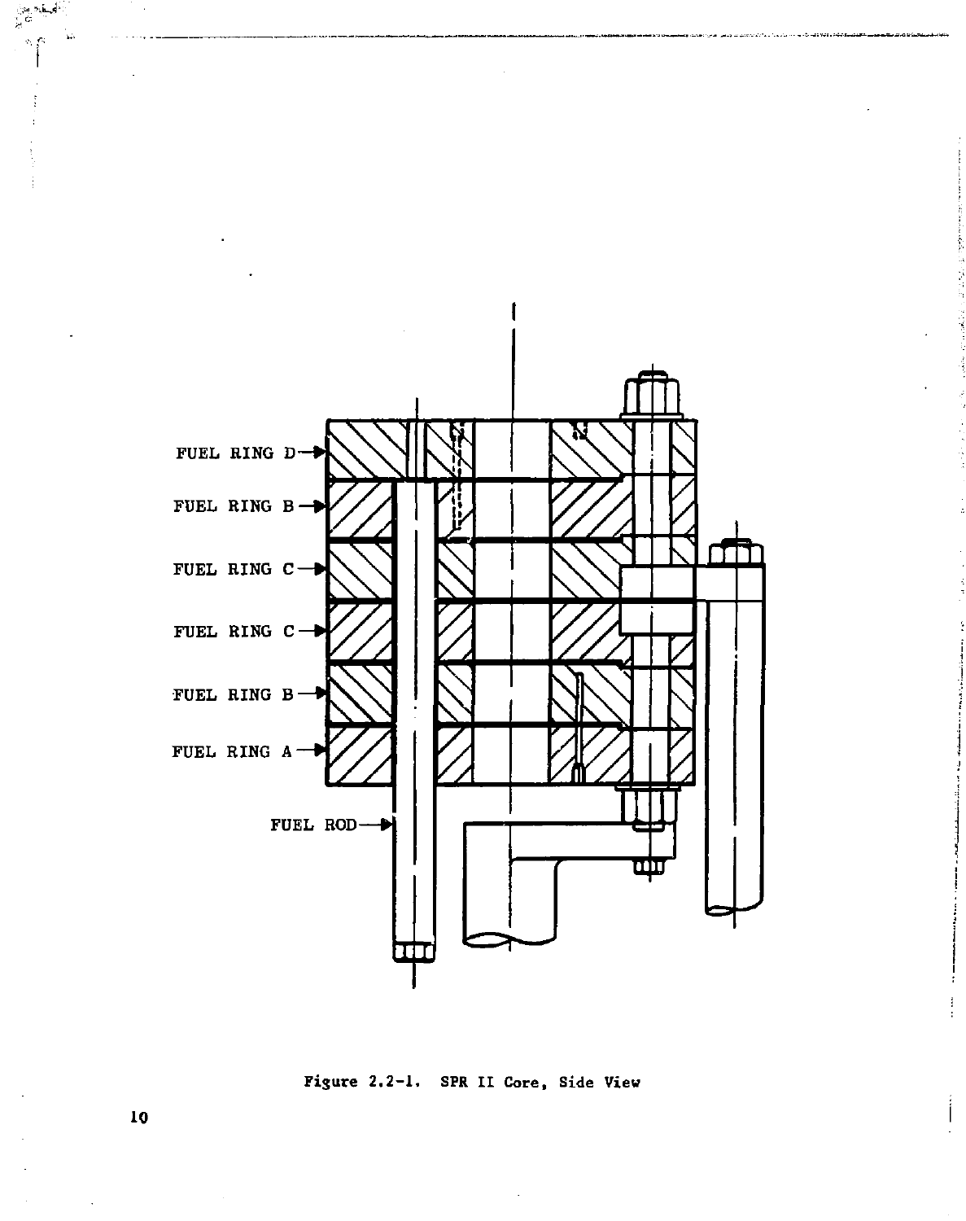FUEL RING D

FUEL RING B

FUEL RING C

FUEL RING C

FUEL RING B

FUEL RING A

FUEL ROD

Figure 2.2-1. SPR II Core, Side View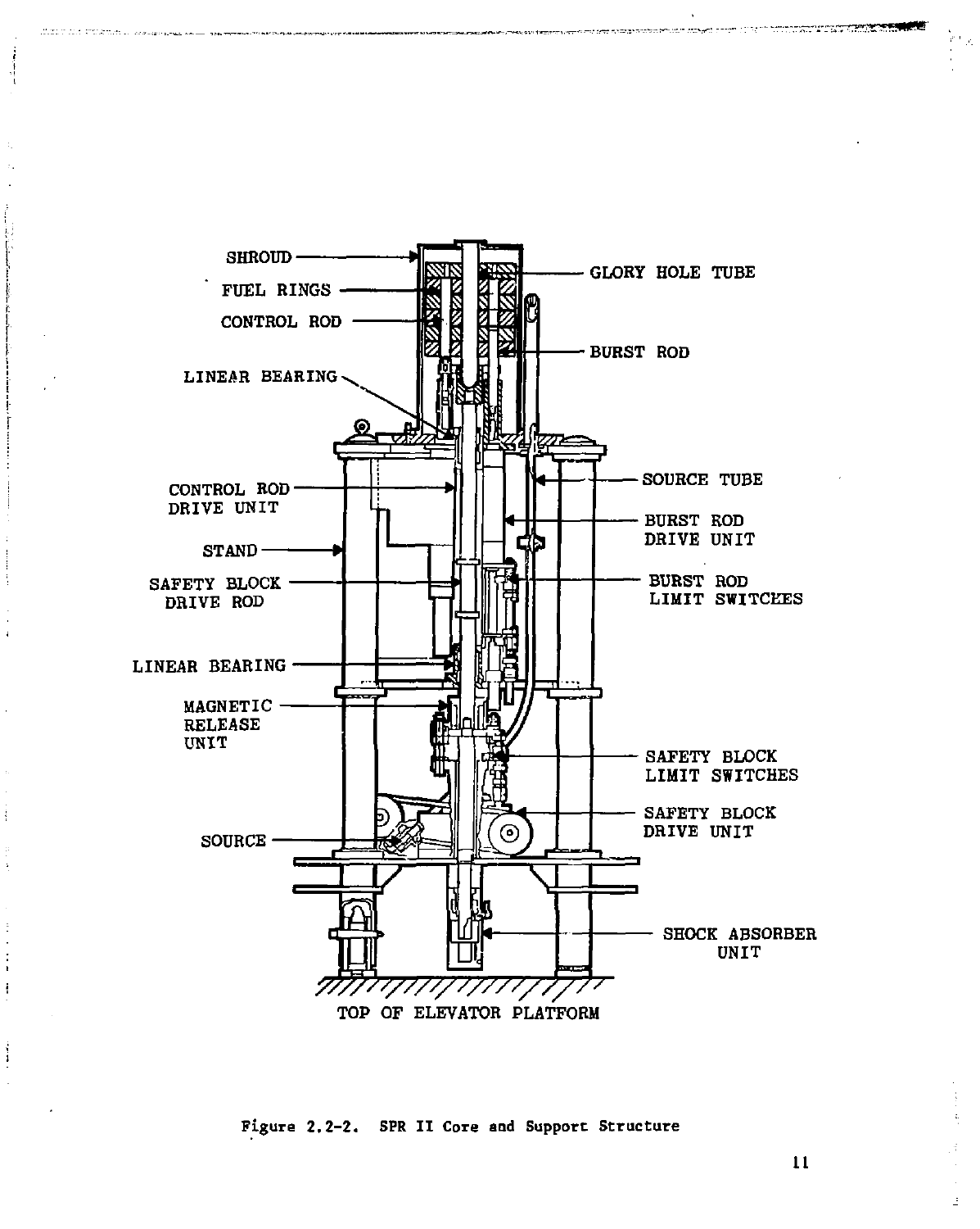Figure 2.2-2. SPR II Core and Support Structure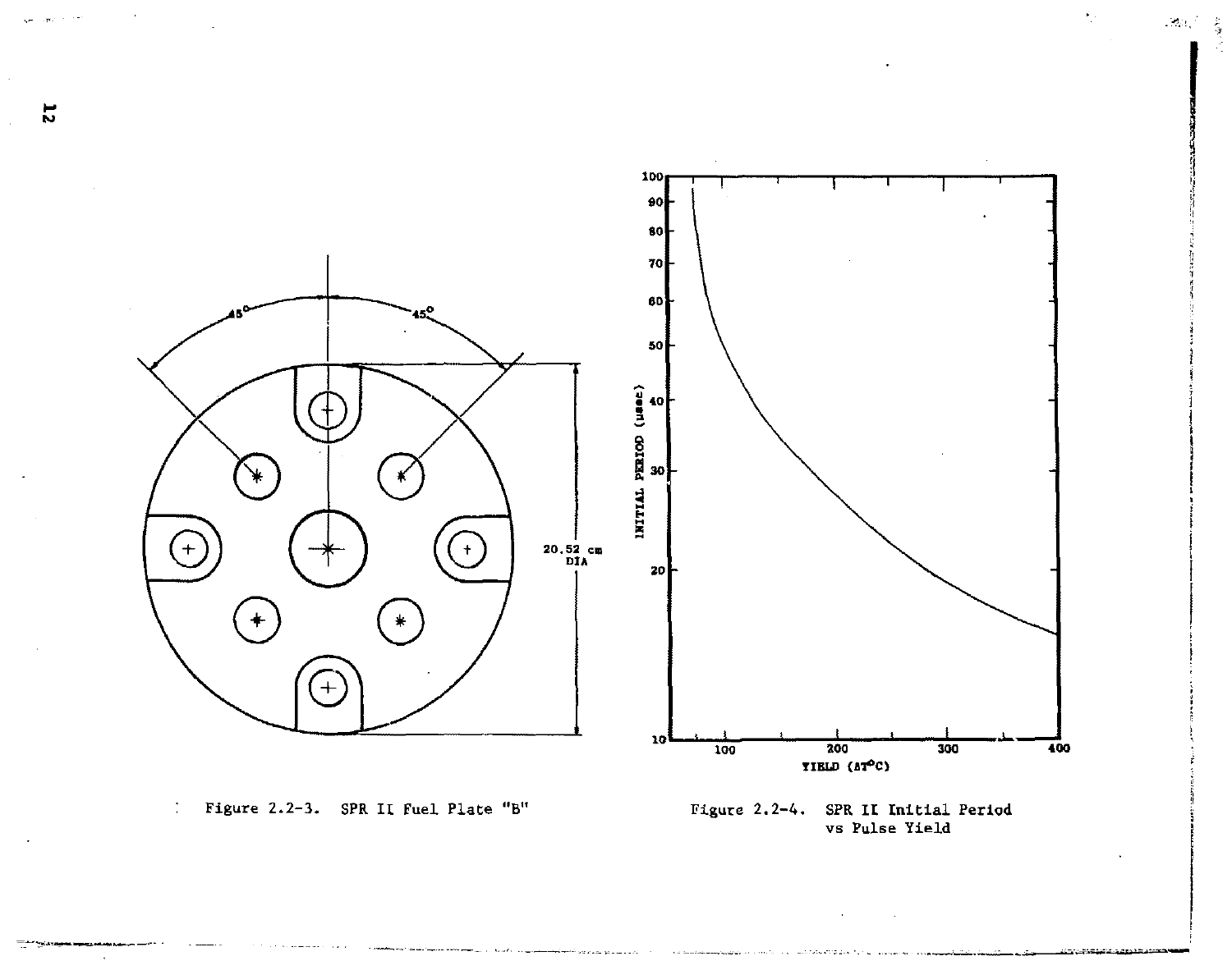Figure 2.2-3. SPR II Fuel Plate "B"

Figure 2.2-4. SPR II Initial Period vs Pulse Yield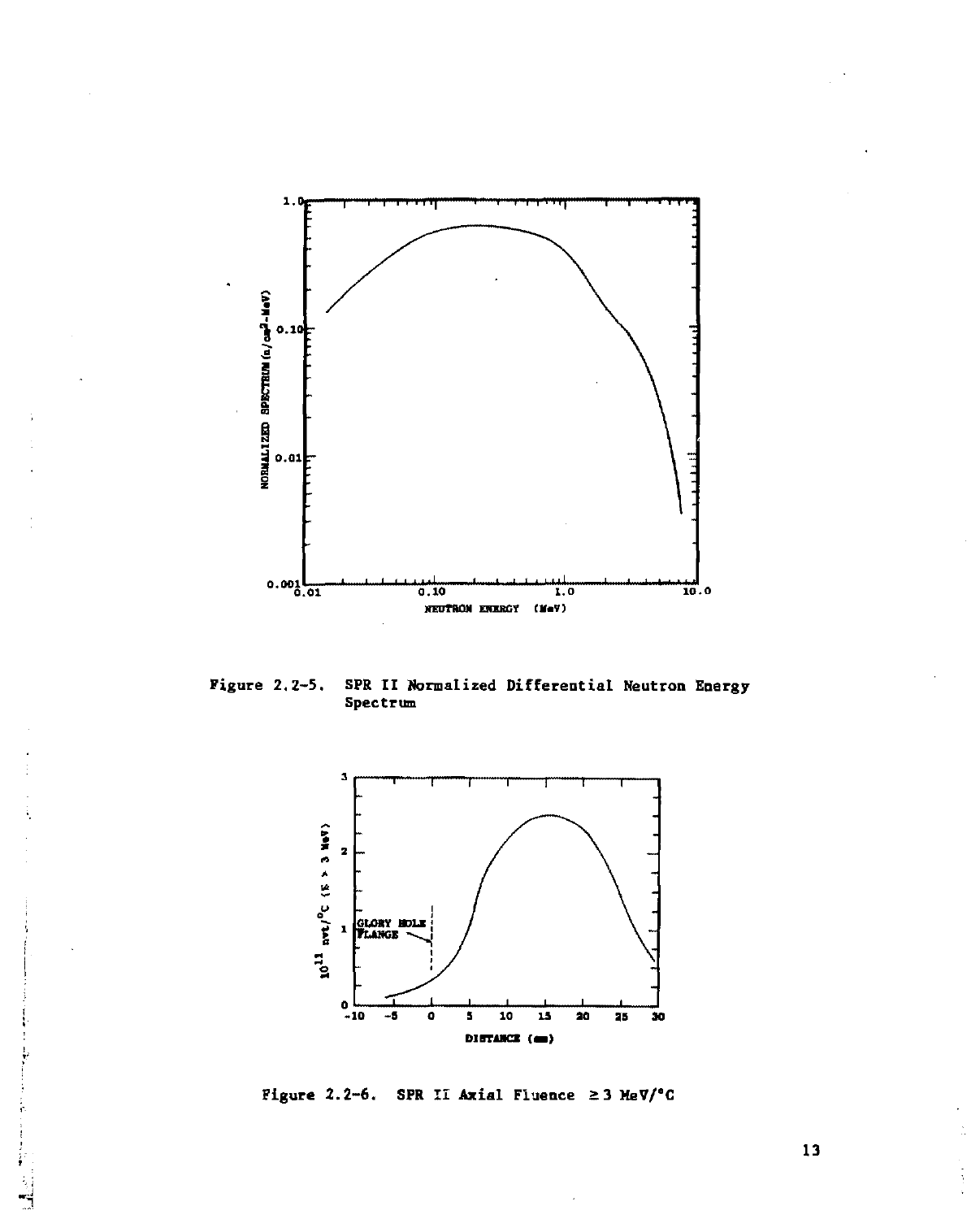Figure 2.2-5. SPR II Normalized Differential Neutron Energy Spectrum

Figure 2.2-6. SPR II Axial Fluence ≥ 3 MeV/°C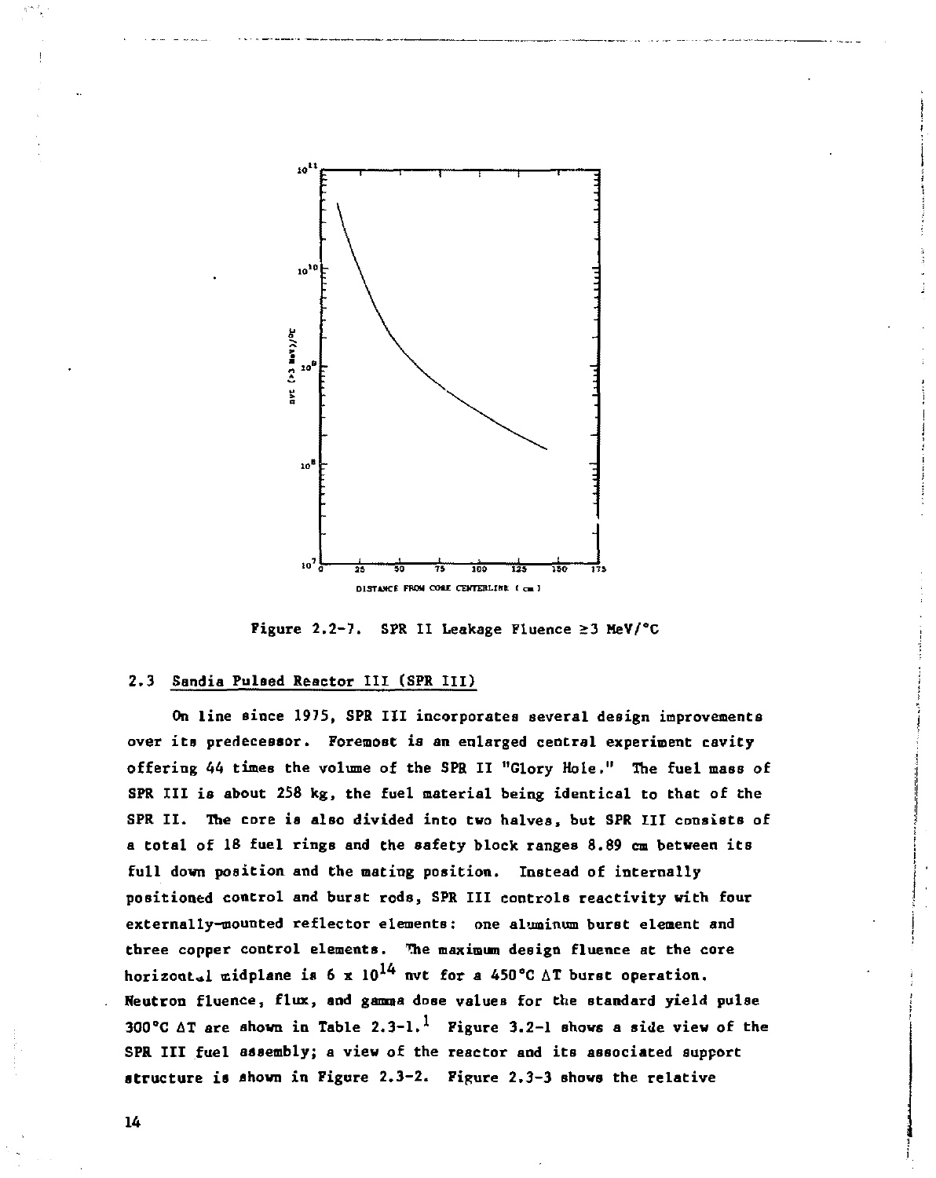Figure 2.2-7. SPR II Leakage Fluence ≥3 MeV/°C

## 2.3 Sandia Pulsed Reactor III (SPR III)

On line since 1975, SPR III incorporates several design improvements over its predecessor. Foremost is an enlarged central experiment cavity offering 44 times the volume of the SPR II "Glory Hole." The fuel mass of SPR III is about 258 kg, the fuel material being identical to that of the SPR II. The core is also divided into two halves, but SPR III consists of a total of 18 fuel rings and the safety block ranges 8.89 cm between its full down position and the mating position. Instead of internally positioned control and burst rods, SPR III controls reactivity with four externally-mounted reflector elements: one aluminum burst element and three copper control elements. The maximum design fluence at the core horizontal midplane is $6 \times 10^{14}$ nvt for a 450°C $\Delta T$ burst operation. Neutron fluence, flux, and gamma dose values for the standard yield pulse 300°C $\Delta T$ are shown in Table 2.3-1.[1] Figure 3.2-1 shows a side view of the SPR III fuel assembly; a view of the reactor and its associated support structure is shown in Figure 2.3-2. Figure 2.3-3 shows the relative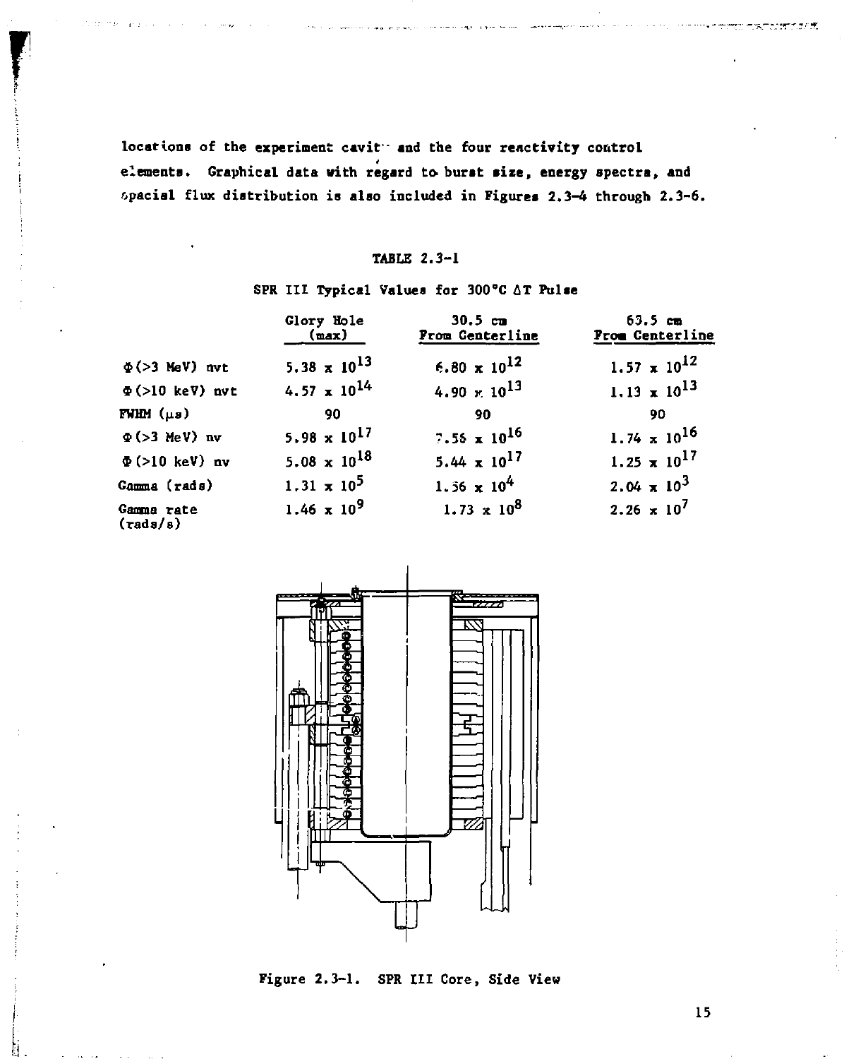locations of the experiment cavity and the four reactivity control elements. Graphical data with regard to burst size, energy spectra, and spacial flux distribution is also included in Figures 2.3-4 through 2.3-6.

TABLE 2.3-1

SPR III Typical Values for 300°C ΔT Pulse

| | Glory Hole (max) | 30.5 cm From Centerline | 63.5 cm From Centerline |
|---|---|---|---|
| $\Phi$(>3 MeV) nvt | $5.38 \times 10^{13}$ | $6.80 \times 10^{12}$ | $1.57 \times 10^{12}$ |
| $\Phi$(>10 keV) nvt | $4.57 \times 10^{14}$ | $4.90 \times 10^{13}$ | $1.13 \times 10^{13}$ |
| FWHM (μs) | 90 | 90 | 90 |
| $\Phi$(>3 MeV) nv | $5.98 \times 10^{17}$ | $7.56 \times 10^{16}$ | $1.74 \times 10^{16}$ |
| $\Phi$(>10 keV) nv | $5.08 \times 10^{18}$ | $5.44 \times 10^{17}$ | $1.25 \times 10^{17}$ |
| Gamma (rads) | $1.31 \times 10^{5}$ | $1.56 \times 10^{4}$ | $2.04 \times 10^{3}$ |
| Gamma rate (rads/s) | $1.46 \times 10^{9}$ | $1.73 \times 10^{8}$ | $2.26 \times 10^{7}$ |

Figure 2.3-1. SPR III Core, Side View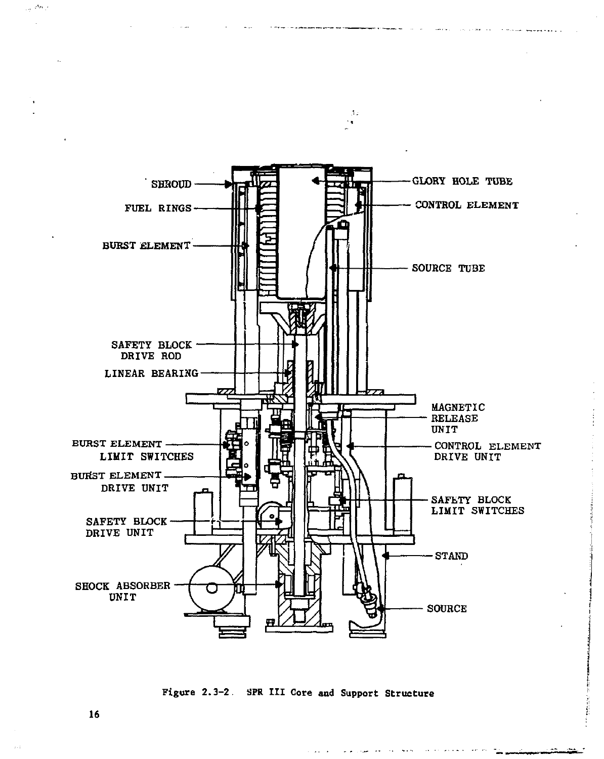Figure 2.3-2. SPR III Core and Support Structure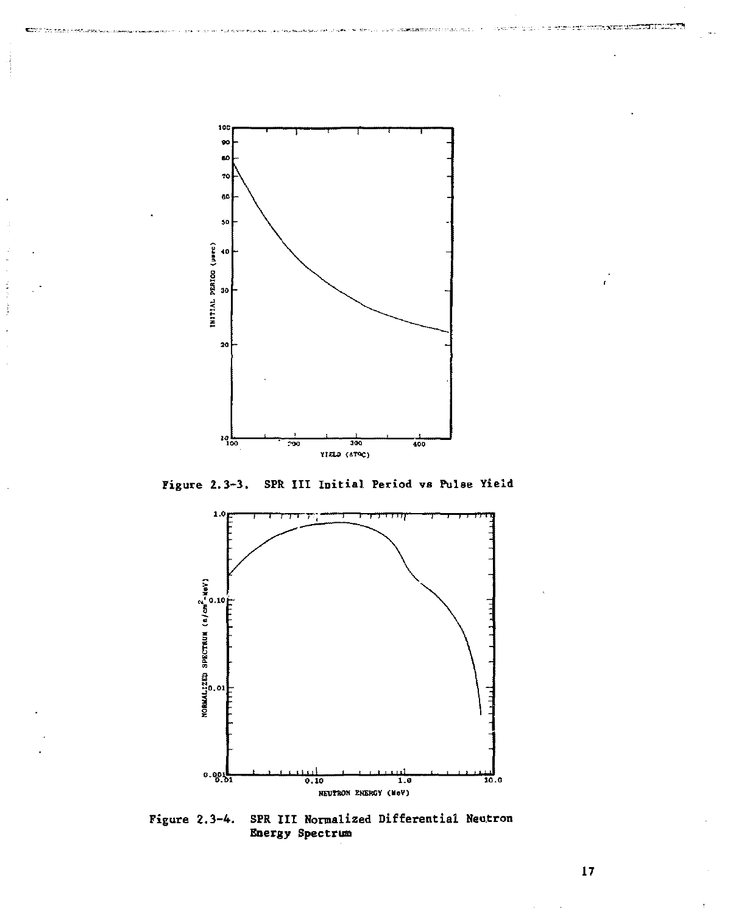Figure 2.3-3. SPR III Initial Period vs Pulse Yield

Figure 2.3-4. SPR III Normalized Differential Neutron Energy Spectrum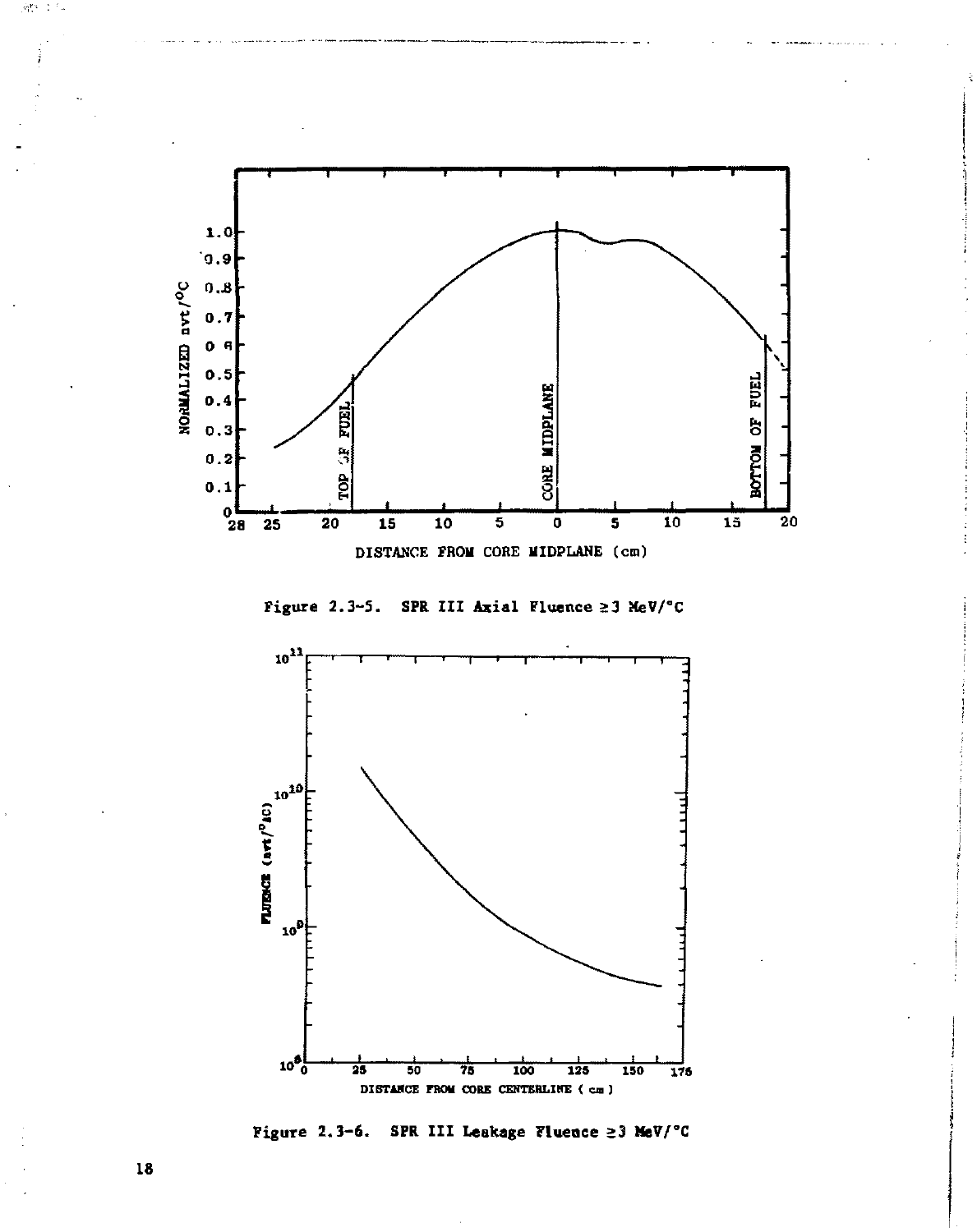Figure 2.3-5. SPR III Axial Fluence ≥3 MeV/°C

Figure 2.3-6. SPR III Leakage Fluence ≥3 MeV/°C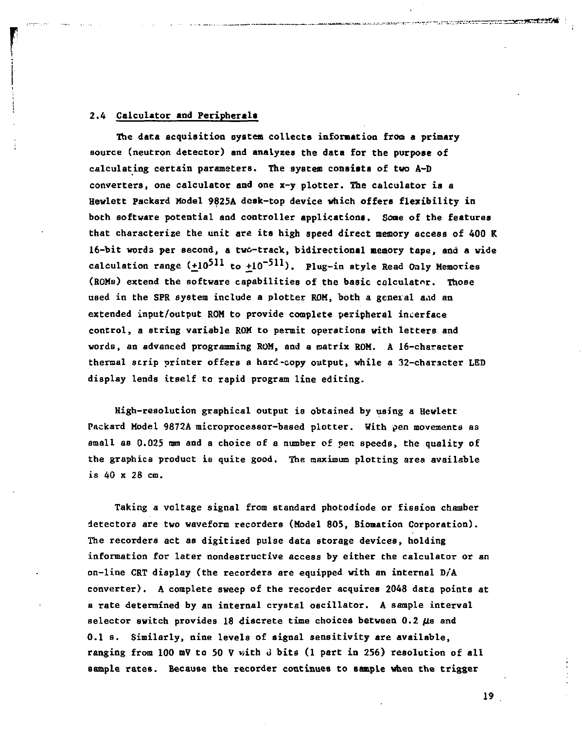## 2.4 Calculator and Peripherals

The data acquisition system collects information from a primary source (neutron detector) and analyzes the data for the purpose of calculating certain parameters. The system consists of two A-D converters, one calculator and one x-y plotter. The calculator is a Hewlett Packard Model 9825A desk-top device which offers flexibility in both software potential and controller applications. Some of the features that characterize the unit are its high speed direct memory access of 400 K 16-bit words per second, a two-track, bidirectional memory tape, and a wide calculation range ($\pm 10^{511}$ to $\pm 10^{-511}$). Plug-in style Read Only Memories (ROMs) extend the software capabilities of the basic calculator. Those used in the SPR system include a plotter ROM, both a general and an extended input/output ROM to provide complete peripheral interface control, a string variable ROM to permit operations with letters and words, an advanced programming ROM, and a matrix ROM. A 16-character thermal strip printer offers a hard-copy output, while a 32-character LED display lends itself to rapid program line editing.

High-resolution graphical output is obtained by using a Hewlett Packard Model 9872A microprocessor-based plotter. With pen movements as small as 0.025 mm and a choice of a number of pen speeds, the quality of the graphics product is quite good. The maximum plotting area available is 40 x 28 cm.

Taking a voltage signal from standard photodiode or fission chamber detectors are two waveform recorders (Model 805, Biomation Corporation). The recorders act as digitized pulse data storage devices, holding information for later nondestructive access by either the calculator or an on-line CRT display (the recorders are equipped with an internal D/A converter). A complete sweep of the recorder acquires 2048 data points at a rate determined by an internal crystal oscillator. A sample interval selector switch provides 18 discrete time choices between 0.2 μs and 0.1 s. Similarly, nine levels of signal sensitivity are available, ranging from 100 mV to 50 V with 8 bits (1 part in 256) resolution of all sample rates. Because the recorder continues to sample when the trigger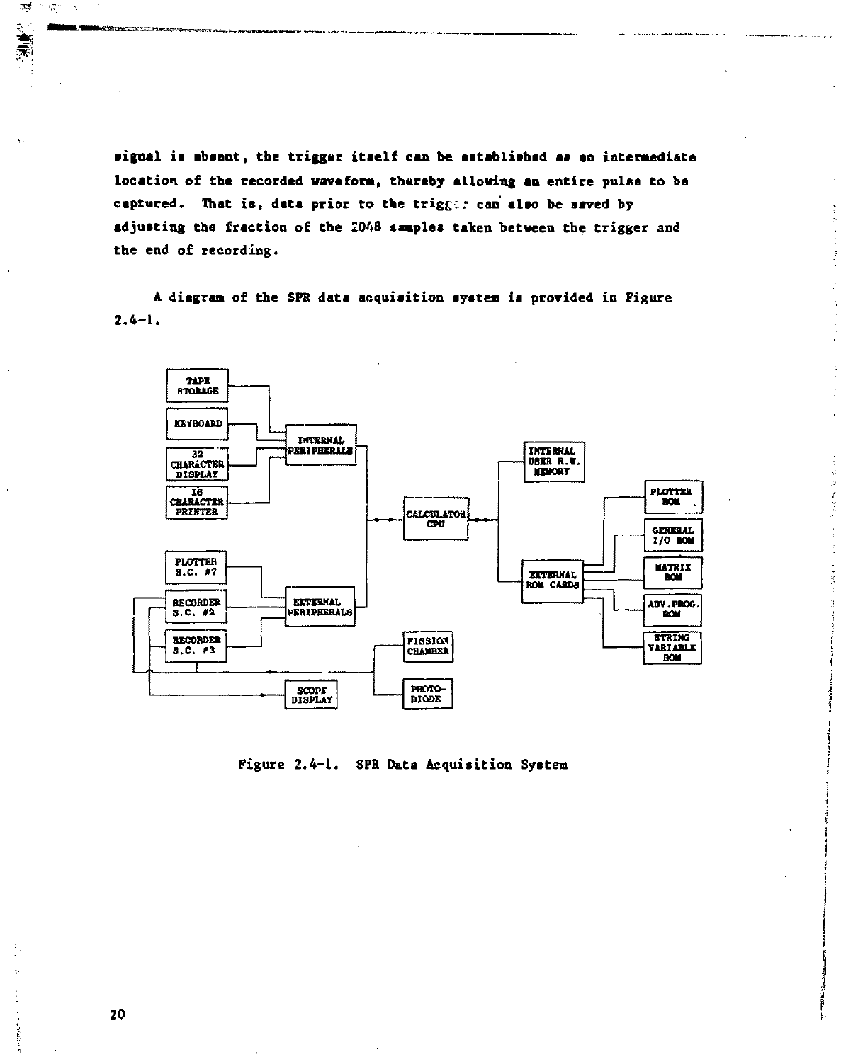signal is absent, the trigger itself can be established as an intermediate location of the recorded waveform, thereby allowing an entire pulse to be captured. That is, data prior to the trigger can also be saved by adjusting the fraction of the 2048 samples taken between the trigger and the end of recording.

A diagram of the SPR data acquisition system is provided in Figure 2.4-1.

TAPE STORAGE

KEYBOARD

32 CHARACTER DISPLAY

16 CHARACTER PRINTER

INTERNAL PERIPHERALS

CALCULATOR CPU

INTERNAL USER R.W. MEMORY

EXTERNAL ROM CARDS

PLOTTER ROM

GENERAL I/O ROM

MATRIX ROM

ADV.PROG. ROM

STRING VARIABLE ROM

PLOTTER S.C. #7

RECORDER S.C. #2

RECORDER S.C. #3

EXTERNAL PERIPHERALS

FISSION CHAMBER

PHOTO-DIODE

SCOPE DISPLAY

Figure 2.4-1. SPR Data Acquisition System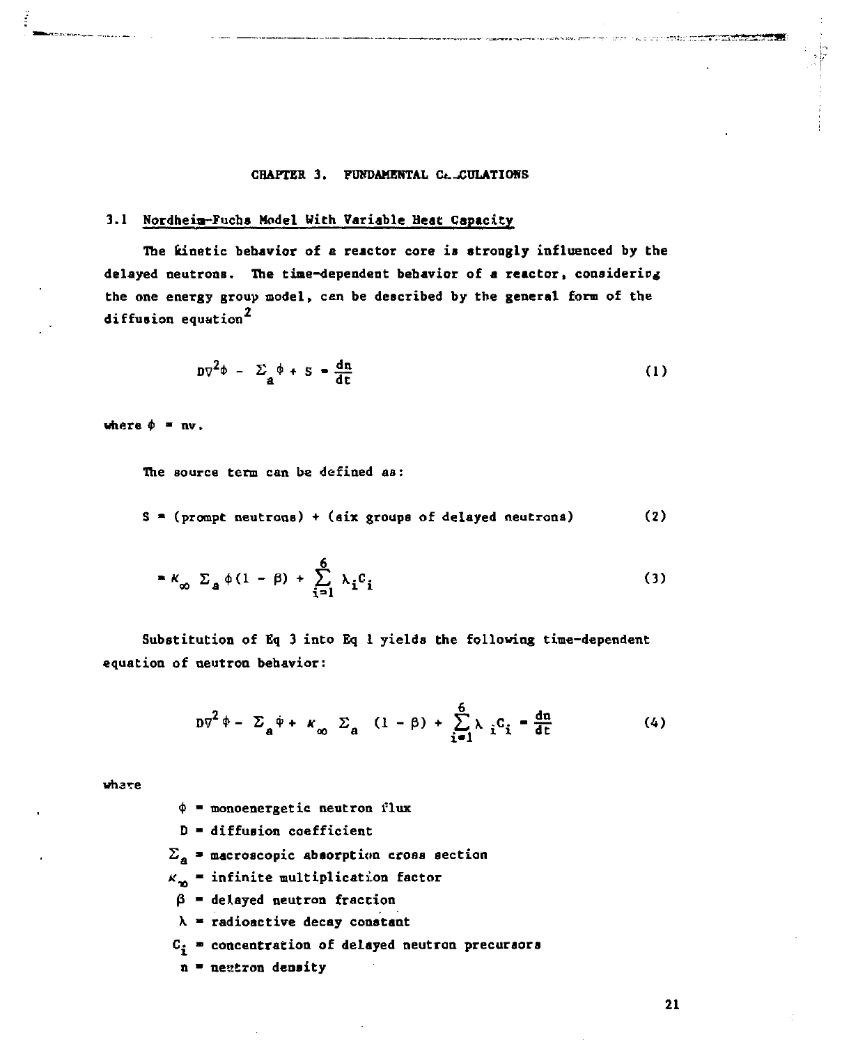# CHAPTER 3. FUNDAMENTAL CALCULATIONS

## 3.1 Nordheim-Fuchs Model With Variable Heat Capacity

The kinetic behavior of a reactor core is strongly influenced by the delayed neutrons. The time-dependent behavior of a reactor, considering the one energy group model, can be described by the general form of the diffusion equation[2]

$$D\nabla^2\phi - \Sigma_a \phi + S = \frac{dn}{dt} \tag{1}$$

where $\phi = nv$.

The source term can be defined as:

$$S = \text{(prompt neutrons)} + \text{(six groups of delayed neutrons)} \tag{2}$$

$$= \kappa_\infty \; \Sigma_a \, \phi (1 - \beta) + \sum_{i=1}^{6} \lambda_i C_i \tag{3}$$

Substitution of Eq 3 into Eq 1 yields the following time-dependent equation of neutron behavior:

$$D\nabla^2 \phi - \Sigma_a \phi + \kappa_\infty \; \Sigma_a \quad (1 - \beta) + \sum_{i=1}^{6} \lambda_i C_i = \frac{dn}{dt} \tag{4}$$

where

- $\phi$ = monoenergetic neutron flux
- $D$ = diffusion coefficient
- $\Sigma_a$ = macroscopic absorption cross section
- $\kappa_\infty$ = infinite multiplication factor
- $\beta$ = delayed neutron fraction
- $\lambda$ = radioactive decay constant
- $C_i$ = concentration of delayed neutron precursors
- $n$ = neutron density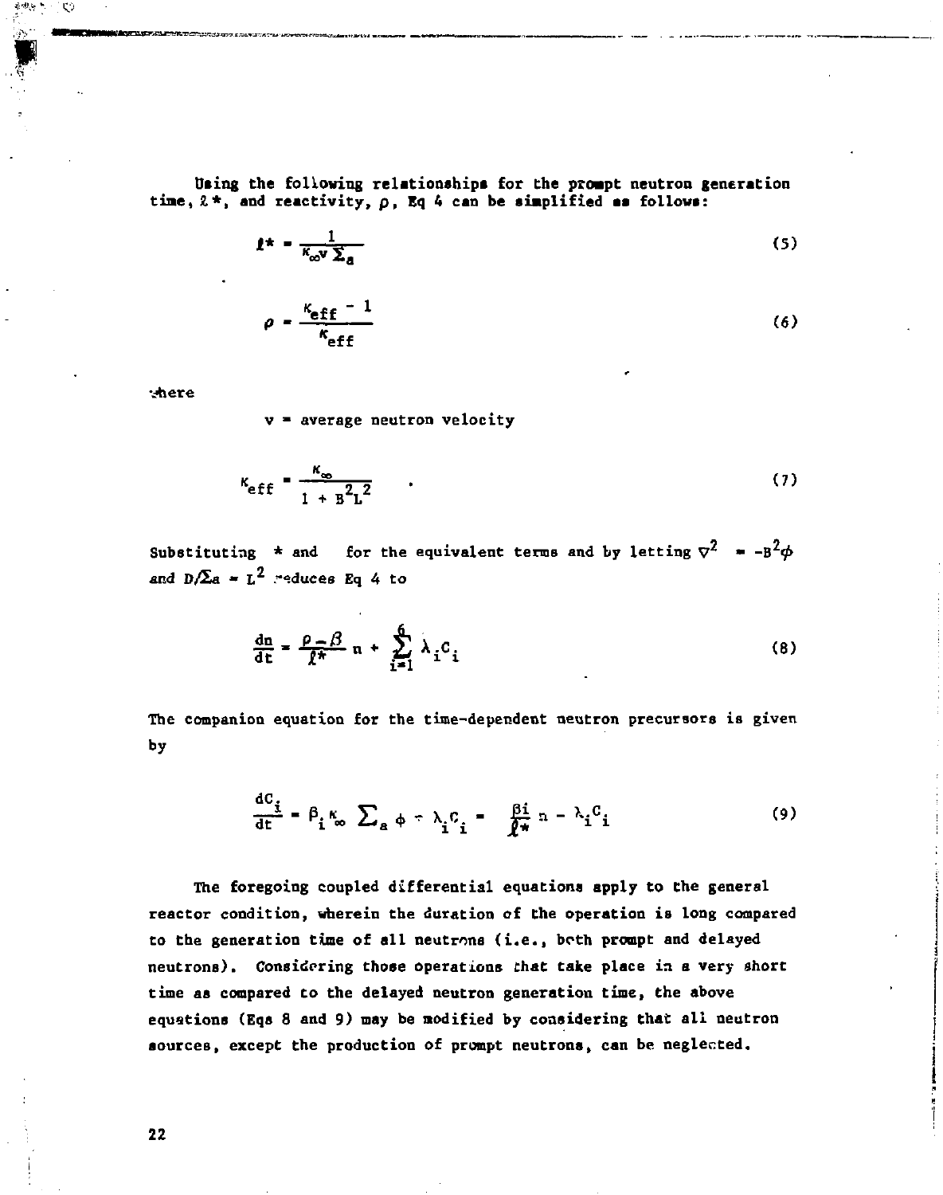Using the following relationships for the prompt neutron generation time, $\ell^*$, and reactivity, $\rho$, Eq 4 can be simplified as follows:

$$\ell^* = \frac{1}{\kappa_\infty v \Sigma_a} \tag{5}$$

$$\rho = \frac{\kappa_{eff} - 1}{\kappa_{eff}} \tag{6}$$

where

$v$ = average neutron velocity

$$\kappa_{eff} = \frac{\kappa_\infty}{1 + B^2 L^2} \tag{7}$$

Substituting * and for the equivalent terms and by letting $\nabla^2 = -B^2\phi$ and $D/\Sigma a = L^2$ reduces Eq 4 to

$$\frac{dn}{dt} = \frac{\rho - \beta}{\ell^*} n + \sum_{i=1}^{6} \lambda_i C_i \tag{8}$$

The companion equation for the time-dependent neutron precursors is given by

$$\frac{dC_i}{dt} = \beta_i \kappa_\infty \Sigma_a \phi - \lambda_i C_i = \frac{\beta i}{\ell^*} n - \lambda_i C_i \tag{9}$$

The foregoing coupled differential equations apply to the general reactor condition, wherein the duration of the operation is long compared to the generation time of all neutrons (i.e., both prompt and delayed neutrons). Considering those operations that take place in a very short time as compared to the delayed neutron generation time, the above equations (Eqs 8 and 9) may be modified by considering that all neutron sources, except the production of prompt neutrons, can be neglected.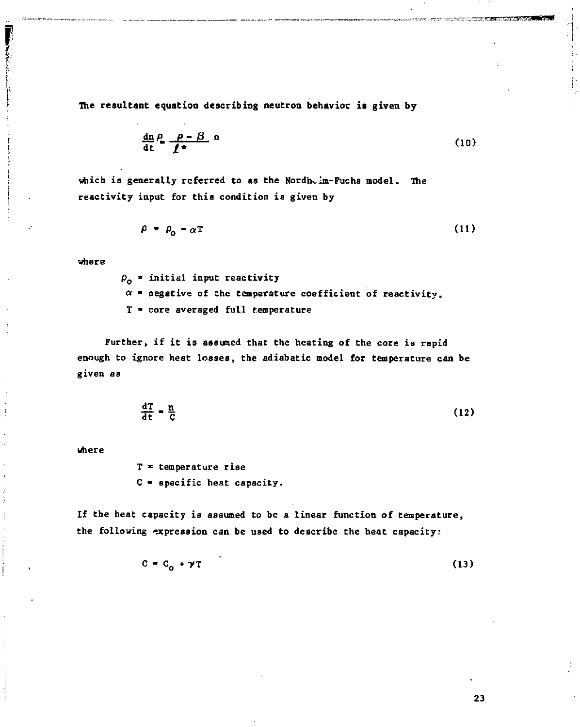The resultant equation describing neutron behavior is given by

$$\frac{dn}{dt}\rho = \frac{\rho - \beta}{\ell^*} n \tag{10}$$

which is generally referred to as the Nordheim-Fuchs model. The reactivity input for this condition is given by

$$\rho = \rho_0 - \alpha T \tag{11}$$

where

- $\rho_0$ = initial input reactivity
- $\alpha$ = negative of the temperature coefficient of reactivity.
- T = core averaged full temperature

Further, if it is assumed that the heating of the core is rapid enough to ignore heat losses, the adiabatic model for temperature can be given as

$$\frac{dT}{dt} = \frac{n}{C} \tag{12}$$

where

- T = temperature rise
- C = specific heat capacity.

If the heat capacity is assumed to be a linear function of temperature, the following expression can be used to describe the heat capacity:

$$C = C_0 + \gamma T \tag{13}$$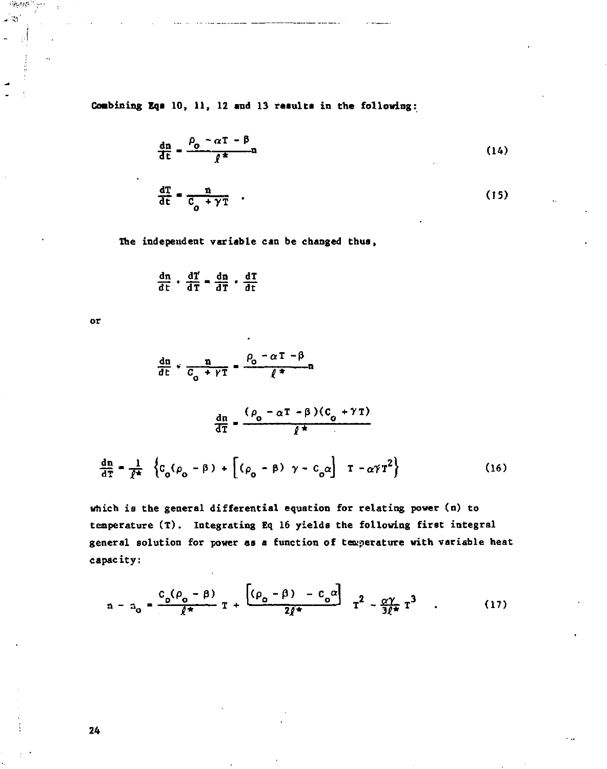Combining Eqs 10, 11, 12 and 13 results in the following:

$$\frac{dn}{dt} = \frac{\rho_o - \alpha T - \beta}{\ell^*} n \tag{14}$$

$$\frac{dT}{dt} = \frac{n}{C_o + \gamma T} \quad . \tag{15}$$

The independent variable can be changed thus,

$$\frac{dn}{dt} \cdot \frac{dT}{dT} = \frac{dn}{dT} \cdot \frac{dT}{dt}$$

or

$$\frac{dn}{dt} \div \frac{n}{C_o + \gamma T} = \frac{\rho_o - \alpha T - \beta}{\ell^*} n$$

$$\frac{dn}{dT} = \frac{(\rho_o - \alpha T - \beta)(C_o + \gamma T)}{\ell^*}$$

$$\frac{dn}{dT} = \frac{1}{\ell^*} \left\{ C_o(\rho_o - \beta) + \left[ (\rho_o - \beta)\ \gamma - C_o \alpha \right] \ T - \alpha\gamma T^2 \right\} \tag{16}$$

which is the general differential equation for relating power (n) to temperature (T). Integrating Eq 16 yields the following first integral general solution for power as a function of temperature with variable heat capacity:

$$n - n_o = \frac{C_o(\rho_o - \beta)}{\ell^*} T + \frac{\left[ (\rho_o - \beta) \ - C_o \alpha \right]}{2\ell^*} T^2 - \frac{\alpha\gamma}{3\ell^*} T^3 \quad . \tag{17}$$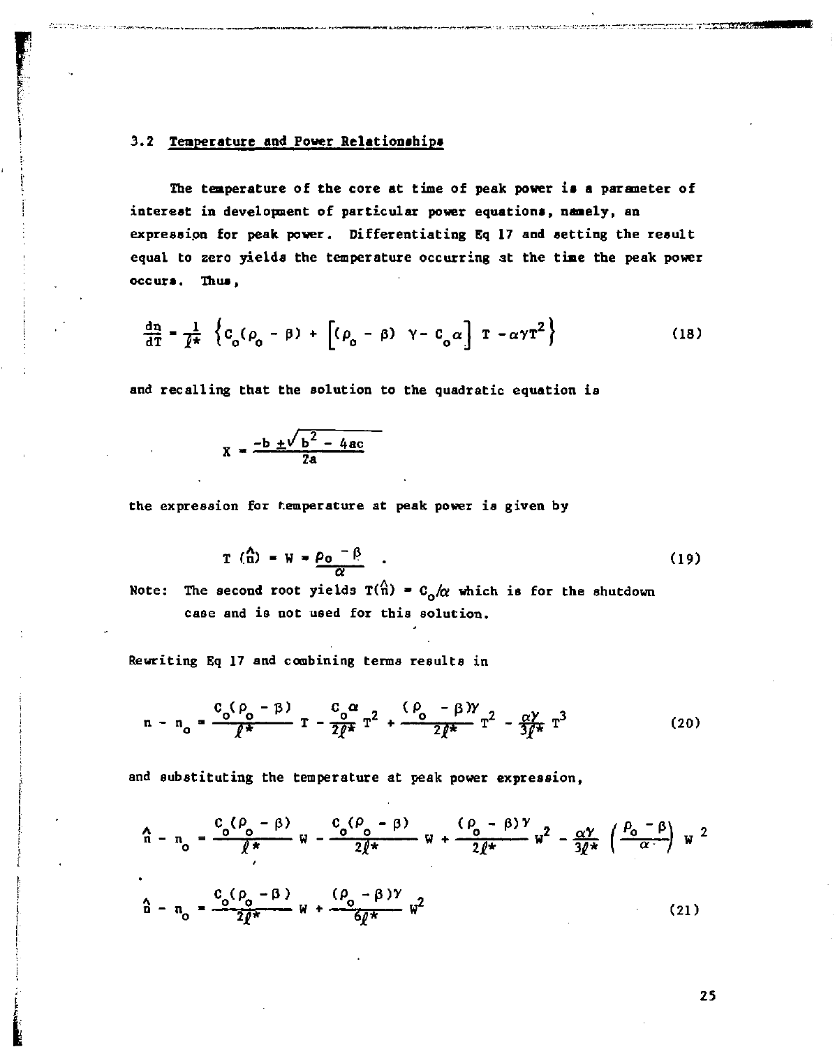## 3.2 Temperature and Power Relationships

The temperature of the core at time of peak power is a parameter of interest in development of particular power equations, namely, an expression for peak power. Differentiating Eq 17 and setting the result equal to zero yields the temperature occurring at the time the peak power occurs. Thus,

$$\frac{dn}{dT} = \frac{1}{\ell^*} \left\{ C_o(\rho_o - \beta) + \left[ (\rho_o - \beta)\ \gamma - C_o\alpha \right] T - \alpha\gamma T^2 \right\} \tag{18}$$

and recalling that the solution to the quadratic equation is

$$X = \frac{-b \pm \sqrt{b^2 - 4ac}}{2a}$$

the expression for temperature at peak power is given by

$$T\,(\hat{n}) = W = \frac{\rho_o - \beta}{\alpha} \quad . \tag{19}$$

Note: The second root yields $T(\hat{n}) = C_o/\alpha$ which is for the shutdown case and is not used for this solution.

Rewriting Eq 17 and combining terms results in

$$n - n_o = \frac{C_o(\rho_o - \beta)}{\ell^*} T - \frac{C_o\alpha}{2\ell^*} T^2 + \frac{(\rho_o - \beta)\gamma}{2\ell^*} T^2 - \frac{\alpha\gamma}{3\ell^*} T^3 \tag{20}$$

and substituting the temperature at peak power expression,

$$\hat{n} - n_o = \frac{C_o(\rho_o - \beta)}{\ell^*} W - \frac{C_o(\rho_o - \beta)}{2\ell^*} W + \frac{(\rho_o - \beta)\gamma}{2\ell^*} W^2 - \frac{\alpha\gamma}{3\ell^*} \left( \frac{\rho_o - \beta}{\alpha} \right) W^2$$

$$\hat{n} - n_o = \frac{C_o(\rho_o - \beta)}{2\ell^*} W + \frac{(\rho_o - \beta)\gamma}{6\ell^*} W^2 \tag{21}$$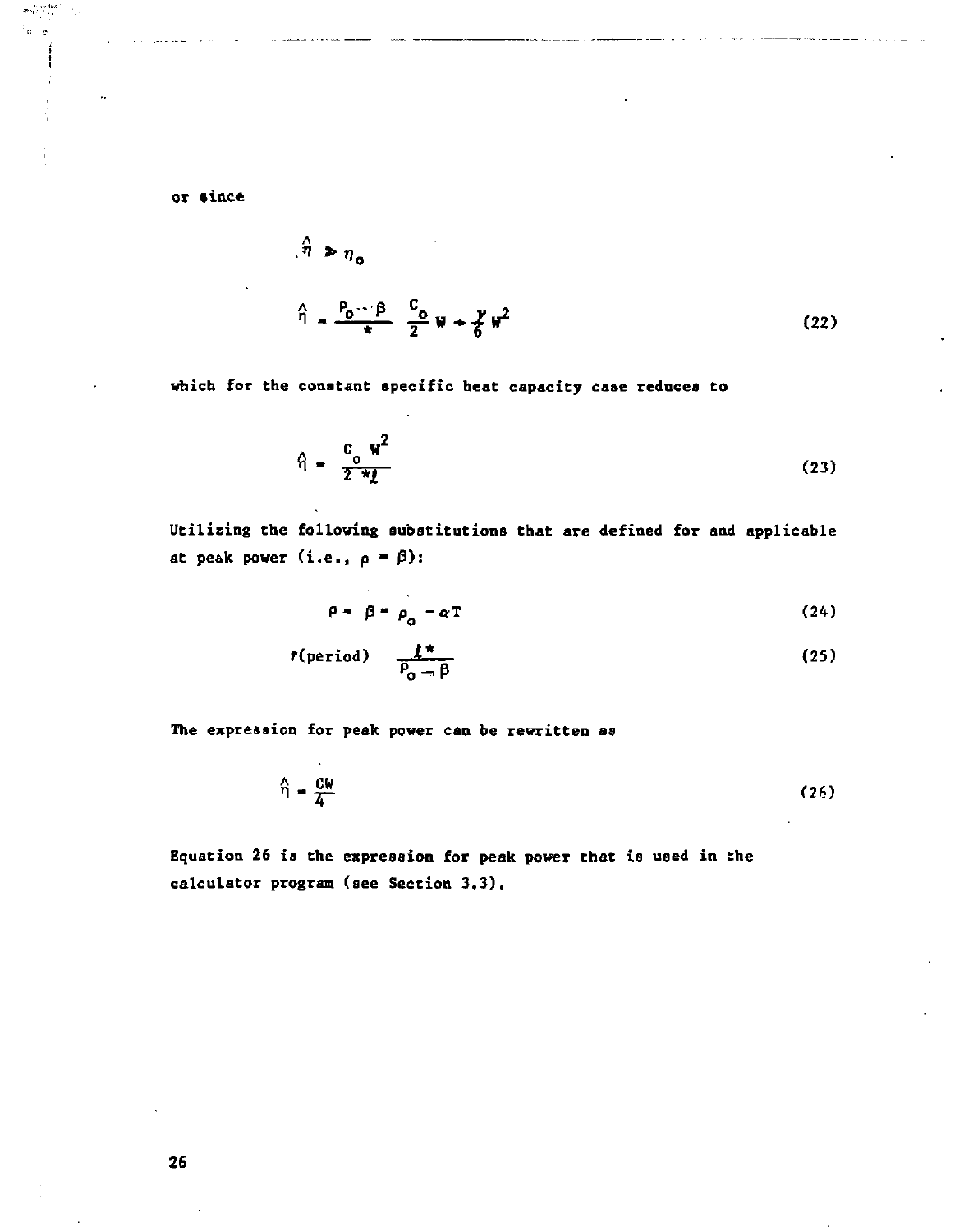or since

$$\hat{\eta} \gg \eta_o$$

$$\hat{\eta} = \frac{\rho_o - \beta}{*} \quad \frac{C_o}{2} W + \frac{\gamma}{6} W^2 \tag{22}$$

which for the constant specific heat capacity case reduces to

$$\hat{\eta} = \frac{C_o W^2}{2 * \ell} \tag{23}$$

Utilizing the following substitutions that are defined for and applicable at peak power (i.e., $\rho = \beta$):

$$\rho = \beta = \rho_o - \alpha T \tag{24}$$

$$\tau(\text{period}) \quad \frac{\ell *}{\rho_o - \beta} \tag{25}$$

The expression for peak power can be rewritten as

$$\hat{\eta} = \frac{CW}{4} \tag{26}$$

Equation 26 is the expression for peak power that is used in the calculator program (see Section 3.3).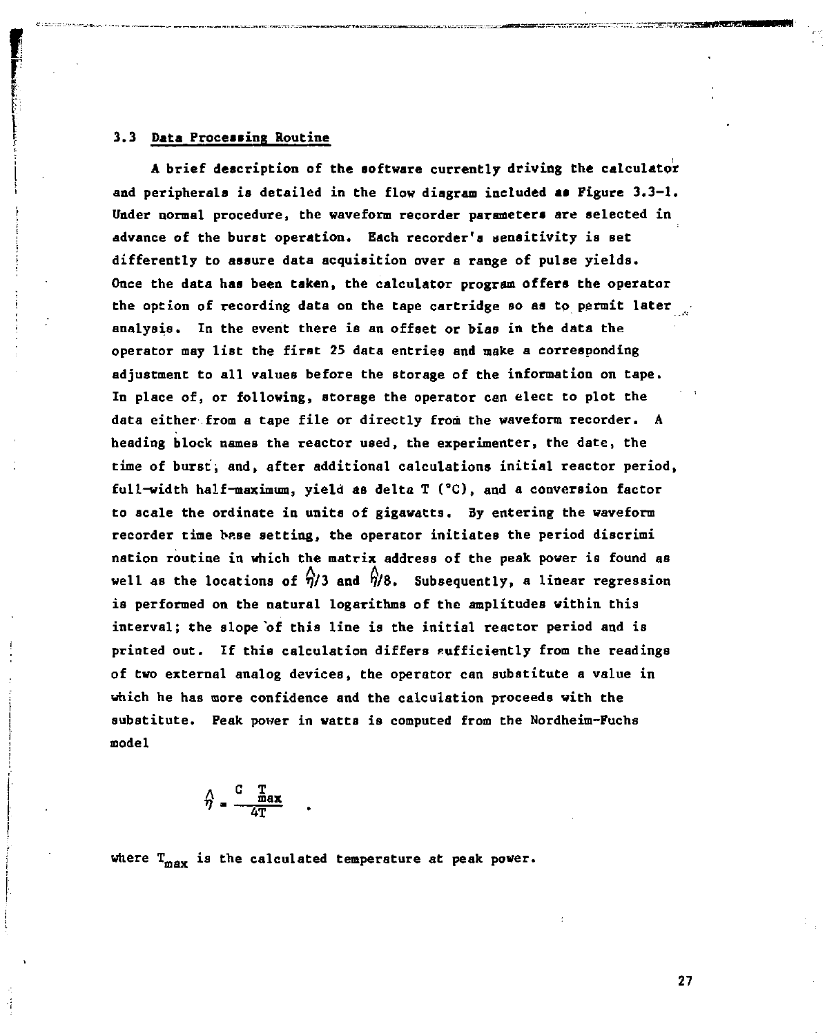### 3.3 Data Processing Routine

A brief description of the software currently driving the calculator and peripherals is detailed in the flow diagram included as Figure 3.3-1. Under normal procedure, the waveform recorder parameters are selected in advance of the burst operation. Each recorder's sensitivity is set differently to assure data acquisition over a range of pulse yields. Once the data has been taken, the calculator program offers the operator the option of recording data on the tape cartridge so as to permit later analysis. In the event there is an offset or bias in the data the operator may list the first 25 data entries and make a corresponding adjustment to all values before the storage of the information on tape. In place of, or following, storage the operator can elect to plot the data either from a tape file or directly from the waveform recorder. A heading block names the reactor used, the experimenter, the date, the time of burst, and, after additional calculations initial reactor period, full-width half-maximum, yield as delta T (°C), and a conversion factor to scale the ordinate in units of gigawatts. By entering the waveform recorder time base setting, the operator initiates the period discrimi nation routine in which the matrix address of the peak power is found as well as the locations of $\hat{\eta}/3$ and $\hat{\eta}/8$. Subsequently, a linear regression is performed on the natural logarithms of the amplitudes within this interval; the slope of this line is the initial reactor period and is printed out. If this calculation differs sufficiently from the readings of two external analog devices, the operator can substitute a value in which he has more confidence and the calculation proceeds with the substitute. Peak power in watts is computed from the Nordheim-Fuchs model

$$\hat{\eta} = \frac{C \; T_{max}}{4T} \quad .$$

where $T_{max}$ is the calculated temperature at peak power.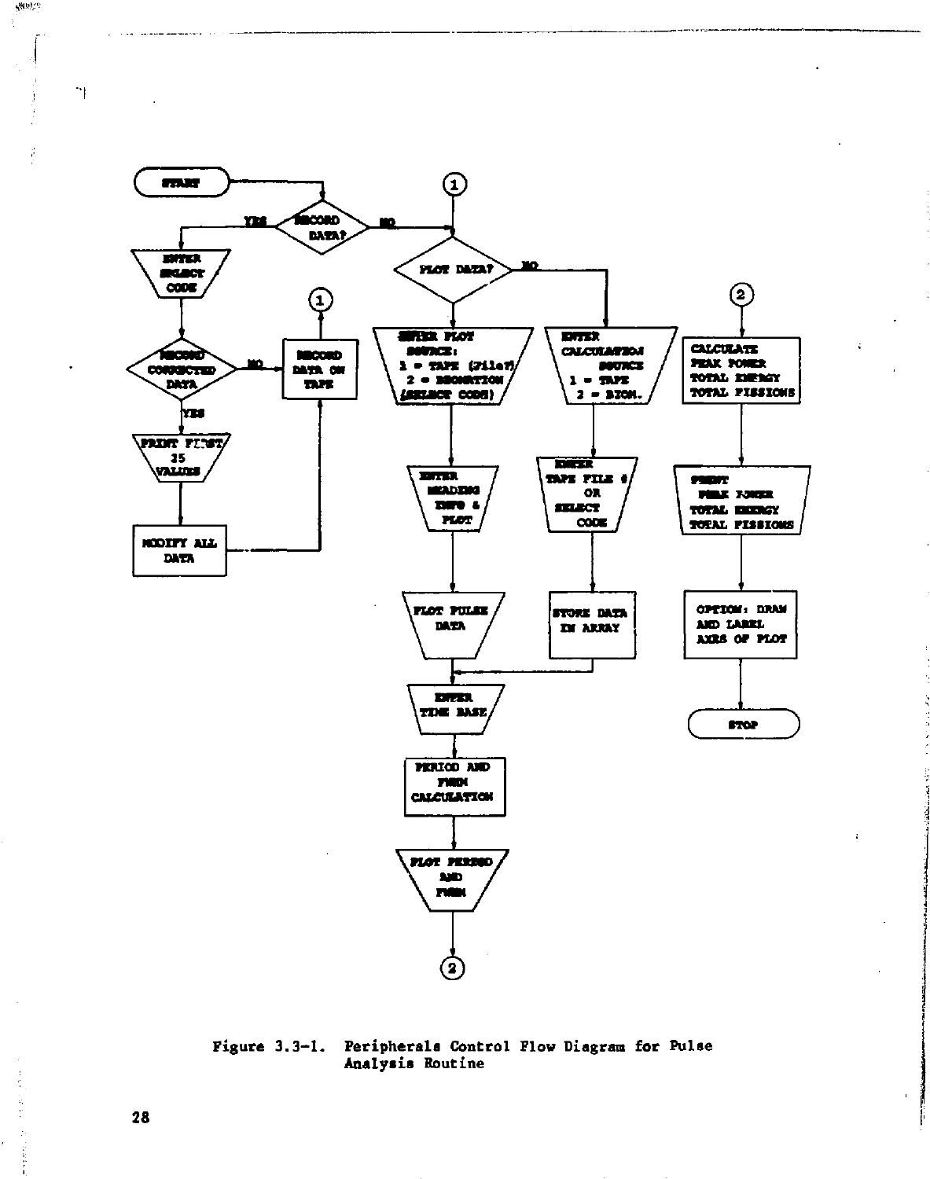START

RECORD DATA?

YES

NO

ENTER SELECT CODE

RECORD CORRECTED DATA

NO

YES

PRINT FIRST 25 VALUES

MODIFY ALL DATA

RECORD DATA ON TAPE

1

1

PLOT DATA?

NO

ENTER PLOT SOURCE:
1 = TAPE (File#)
2 = DIGITIZATION (SELECT CODE)

ENTER HEADING INFO & PLOT

PLOT PULSE DATA

ENTER CALCULATION SOURCE
1 = TAPE
2 = DIGIT.

ENTER TAPE FILE # OR SELECT CODE

STORE DATA IN ARRAY

ENTER TIME BASE

PERIOD AND FWHM CALCULATION

PLOT PERIOD AND FWHM

2

2

CALCULATE PEAK POWER TOTAL ENERGY TOTAL FISSIONS

PRINT PEAK POWER TOTAL ENERGY TOTAL FISSIONS

OPTION: DRAW AND LABEL AXES OF PLOT

STOP

Figure 3.3-1. Peripherals Control Flow Diagram for Pulse Analysis Routine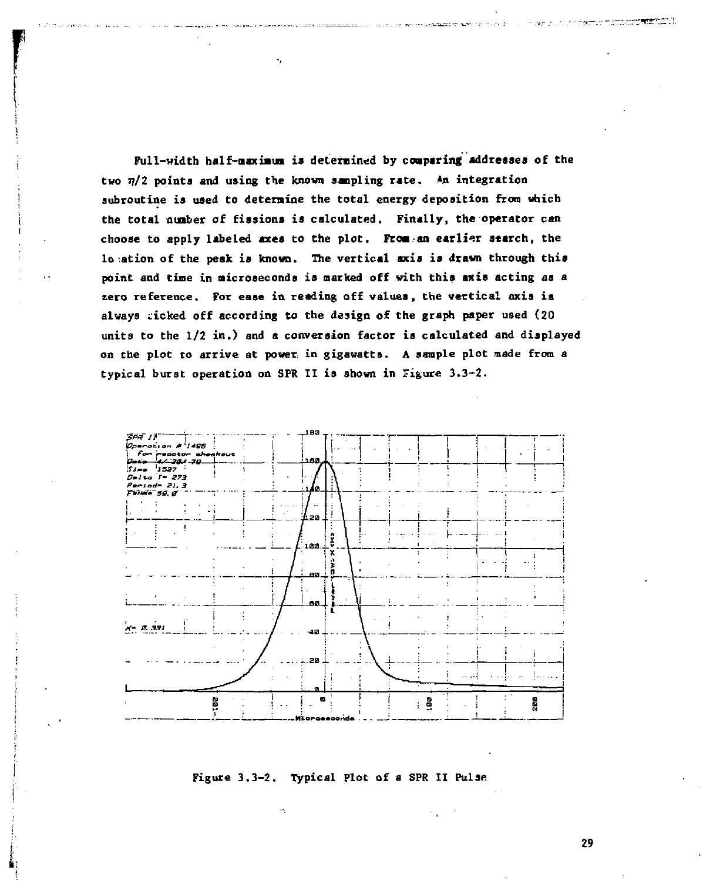Full-width half-maximum is determined by comparing addresses of the two $\eta/2$ points and using the known sampling rate. An integration subroutine is used to determine the total energy deposition from which the total number of fissions is calculated. Finally, the operator can choose to apply labeled axes to the plot. From an earlier search, the location of the peak is known. The vertical axis is drawn through this point and time in microseconds is marked off with this axis acting as a zero reference. For ease in reading off values, the vertical axis is always ticked off according to the design of the graph paper used (20 units to the 1/2 in.) and a conversion factor is calculated and displayed on the plot to arrive at power in gigawatts. A sample plot made from a typical burst operation on SPR II is shown in Figure 3.3-2.

Figure 3.3-2. Typical Plot of a SPR II Pulse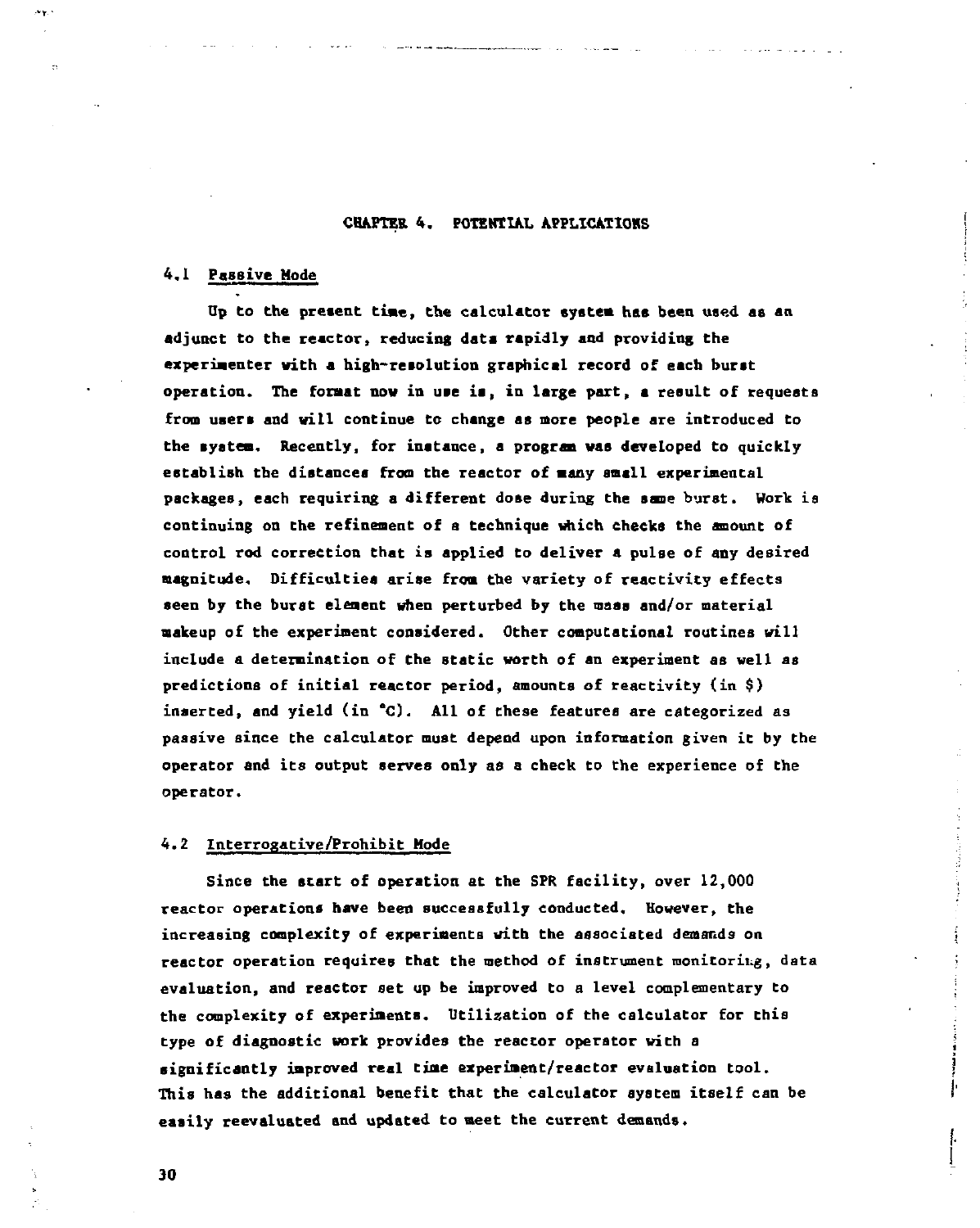# CHAPTER 4. POTENTIAL APPLICATIONS

## 4.1 Passive Mode

Up to the present time, the calculator system has been used as an adjunct to the reactor, reducing data rapidly and providing the experimenter with a high-resolution graphical record of each burst operation. The format now in use is, in large part, a result of requests from users and will continue to change as more people are introduced to the system. Recently, for instance, a program was developed to quickly establish the distances from the reactor of many small experimental packages, each requiring a different dose during the same burst. Work is continuing on the refinement of a technique which checks the amount of control rod correction that is applied to deliver a pulse of any desired magnitude. Difficulties arise from the variety of reactivity effects seen by the burst element when perturbed by the mass and/or material makeup of the experiment considered. Other computational routines will include a determination of the static worth of an experiment as well as predictions of initial reactor period, amounts of reactivity (in $) inserted, and yield (in °C). All of these features are categorized as passive since the calculator must depend upon information given it by the operator and its output serves only as a check to the experience of the operator.

## 4.2 Interrogative/Prohibit Mode

Since the start of operation at the SPR facility, over 12,000 reactor operations have been successfully conducted. However, the increasing complexity of experiments with the associated demands on reactor operation requires that the method of instrument monitoring, data evaluation, and reactor set up be improved to a level complementary to the complexity of experiments. Utilization of the calculator for this type of diagnostic work provides the reactor operator with a significantly improved real time experiment/reactor evaluation tool. This has the additional benefit that the calculator system itself can be easily reevaluated and updated to meet the current demands.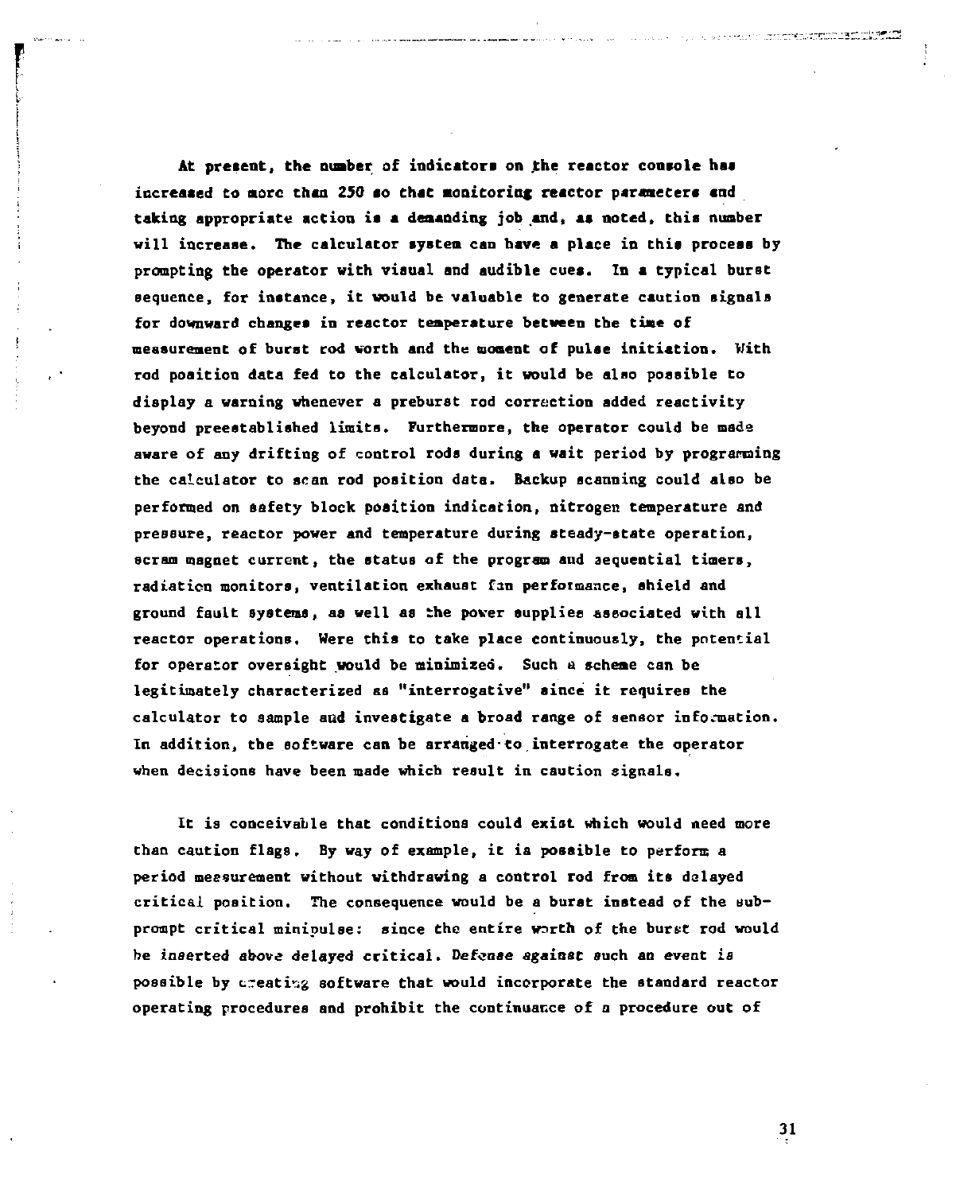At present, the number of indicators on the reactor console has increased to more than 250 so that monitoring reactor parameters and taking appropriate action is a demanding job and, as noted, this number will increase. The calculator system can have a place in this process by prompting the operator with visual and audible cues. In a typical burst sequence, for instance, it would be valuable to generate caution signals for downward changes in reactor temperature between the time of measurement of burst rod worth and the moment of pulse initiation. With rod position data fed to the calculator, it would be also possible to display a warning whenever a preburst rod correction added reactivity beyond preestablished limits. Furthermore, the operator could be made aware of any drifting of control rods during a wait period by programming the calculator to scan rod position data. Backup scanning could also be performed on safety block position indication, nitrogen temperature and pressure, reactor power and temperature during steady-state operation, scram magnet current, the status of the program and sequential timers, radiation monitors, ventilation exhaust fan performance, shield and ground fault systems, as well as the power supplies associated with all reactor operations. Were this to take place continuously, the potential for operator oversight would be minimized. Such a scheme can be legitimately characterized as "interrogative" since it requires the calculator to sample and investigate a broad range of sensor information. In addition, the software can be arranged to interrogate the operator when decisions have been made which result in caution signals.

It is conceivable that conditions could exist which would need more than caution flags. By way of example, it is possible to perform a period measurement without withdrawing a control rod from its delayed critical position. The consequence would be a burst instead of the sub-prompt critical minipulse: since the entire worth of the burst rod would be inserted above delayed critical. Defense against such an event is possible by creating software that would incorporate the standard reactor operating procedures and prohibit the continuance of a procedure out of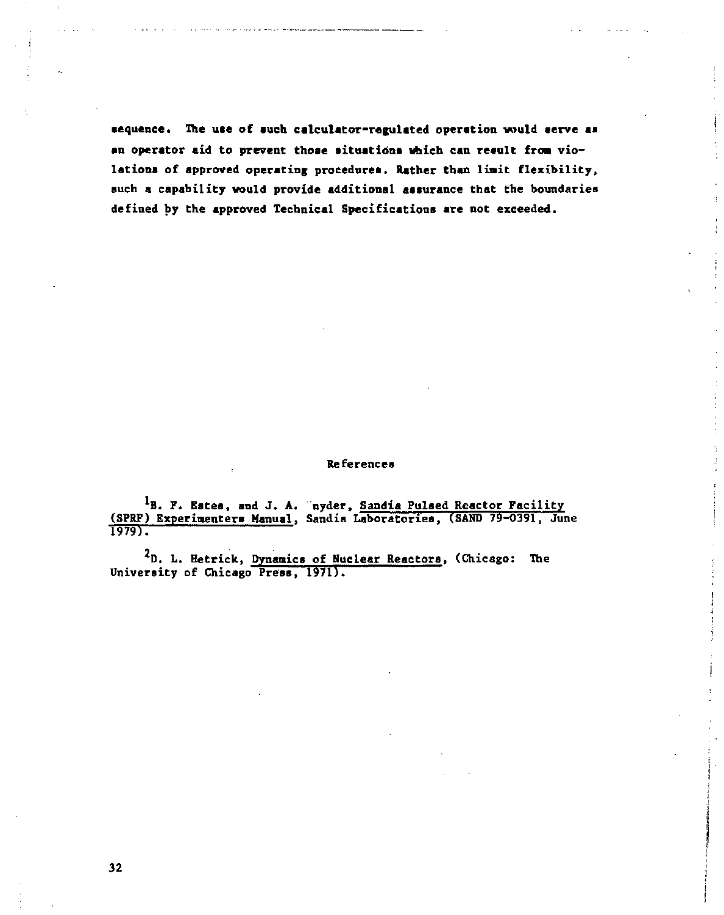sequence. The use of such calculator-regulated operation would serve as an operator aid to prevent those situations which can result from violations of approved operating procedures. Rather than limit flexibility, such a capability would provide additional assurance that the boundaries defined by the approved Technical Specifications are not exceeded.

## References

[1]B. F. Estes, and J. A. Snyder, Sandia Pulsed Reactor Facility (SPRF) Experimenters Manual, Sandia Laboratories, (SAND 79-0391, June 1979).

[2]D. L. Hetrick, Dynamics of Nuclear Reactors, (Chicago: The University of Chicago Press, 1971).